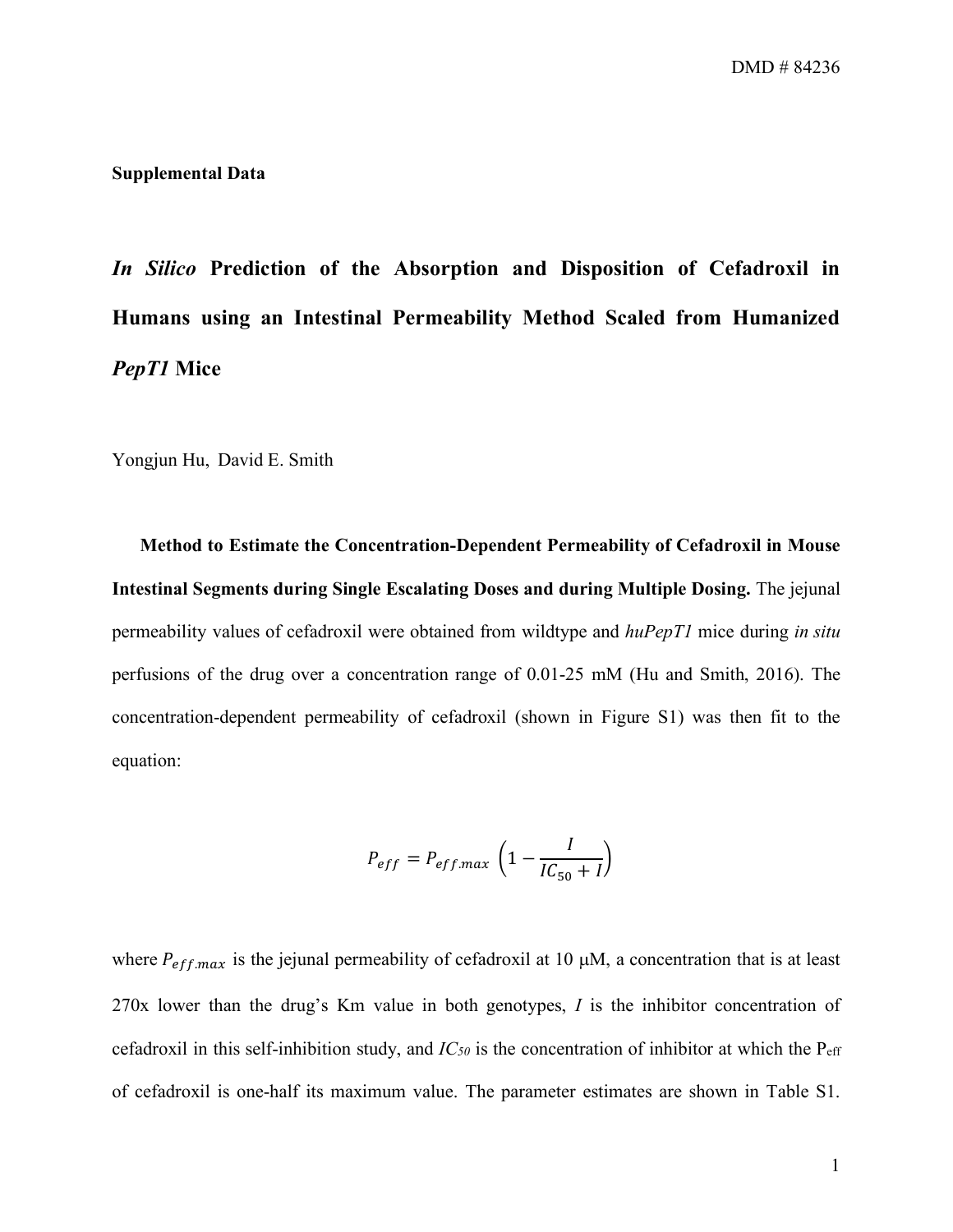**Supplemental Data**

# *In Silico* Prediction of the Absorption and Disposition of Cefadroxil in Humans using an Intestinal Permeability Method Scaled from Humanized *PepT1* Mice

Yongjun Hu, David E. Smith

**Method to Estimate the Concentration-Dependent Permeability of Cefadroxil in Mouse Intestinal Segments during Single Escalating Doses and during Multiple Dosing.** The jejunal permeability values of cefadroxil were obtained from wildtype and *huPepT1* mice during *in situ* perfusions of the drug over a concentration range of 0.01-25 mM (Hu and Smith, 2016). The concentration-dependent permeability of cefadroxil (shown in Figure S1) was then fit to the equation:

$$P_{eff} = P_{eff.max}\left(1 - \frac{I}{IC_{50} + I}\right)$$

where $P_{eff.max}$ is the jejunal permeability of cefadroxil at 10 μM, a concentration that is at least 270x lower than the drug's Km value in both genotypes, $I$ is the inhibitor concentration of cefadroxil in this self-inhibition study, and $IC_{50}$ is the concentration of inhibitor at which the $P_{eff}$ of cefadroxil is one-half its maximum value. The parameter estimates are shown in Table S1.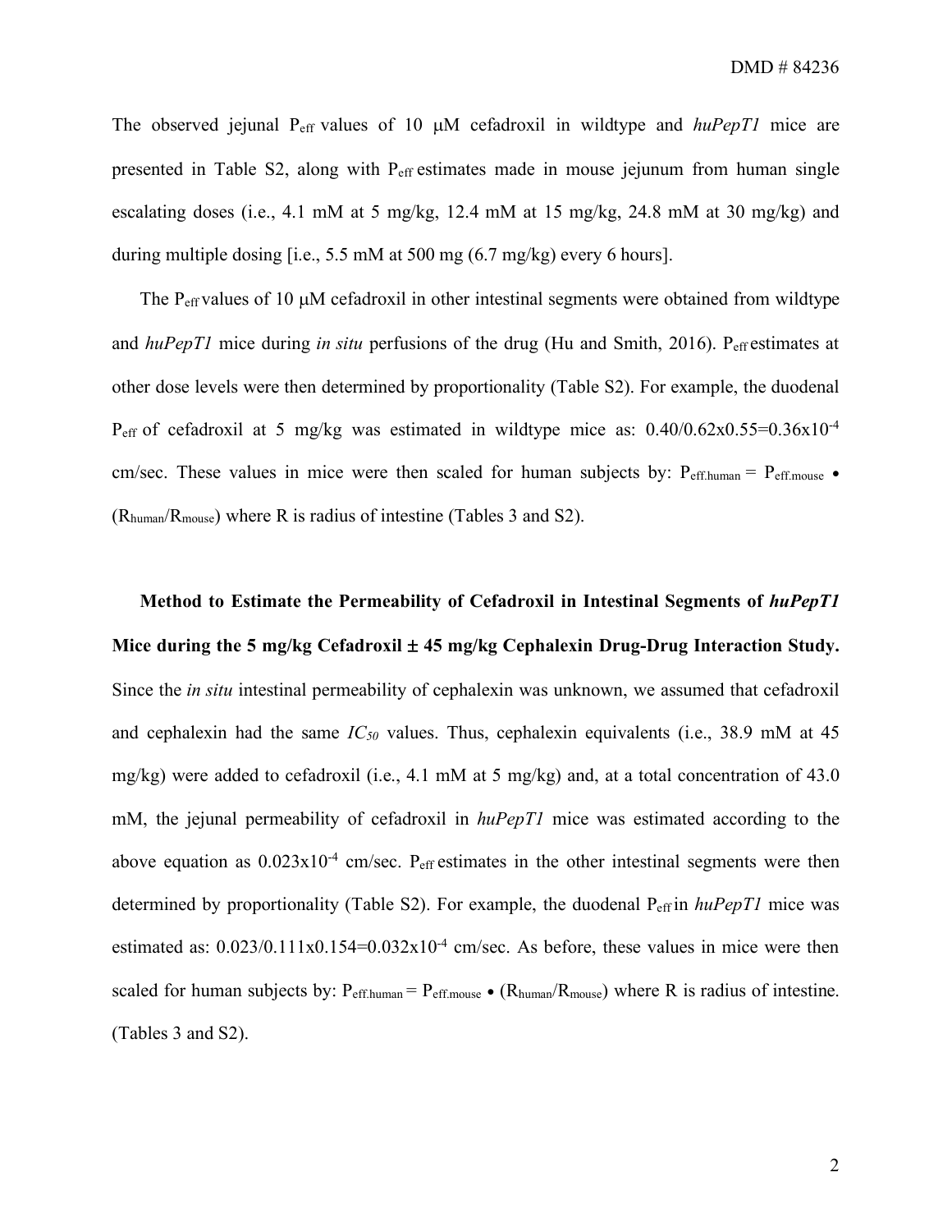The observed jejunal $P_{eff}$ values of 10 μM cefadroxil in wildtype and *huPepT1* mice are presented in Table S2, along with $P_{eff}$ estimates made in mouse jejunum from human single escalating doses (i.e., 4.1 mM at 5 mg/kg, 12.4 mM at 15 mg/kg, 24.8 mM at 30 mg/kg) and during multiple dosing [i.e., 5.5 mM at 500 mg (6.7 mg/kg) every 6 hours].

The $P_{eff}$ values of 10 μM cefadroxil in other intestinal segments were obtained from wildtype and *huPepT1* mice during *in situ* perfusions of the drug (Hu and Smith, 2016). $P_{eff}$ estimates at other dose levels were then determined by proportionality (Table S2). For example, the duodenal $P_{eff}$ of cefadroxil at 5 mg/kg was estimated in wildtype mice as: $0.40/0.62 \times 0.55 = 0.36 \times 10^{-4}$ cm/sec. These values in mice were then scaled for human subjects by: $P_{eff.human} = P_{eff.mouse} \bullet (R_{human}/R_{mouse})$ where R is radius of intestine (Tables 3 and S2).

**Method to Estimate the Permeability of Cefadroxil in Intestinal Segments of *huPepT1* Mice during the 5 mg/kg Cefadroxil ± 45 mg/kg Cephalexin Drug-Drug Interaction Study.** Since the *in situ* intestinal permeability of cephalexin was unknown, we assumed that cefadroxil and cephalexin had the same $IC_{50}$ values. Thus, cephalexin equivalents (i.e., 38.9 mM at 45 mg/kg) were added to cefadroxil (i.e., 4.1 mM at 5 mg/kg) and, at a total concentration of 43.0 mM, the jejunal permeability of cefadroxil in *huPepT1* mice was estimated according to the above equation as $0.023 \times 10^{-4}$ cm/sec. $P_{eff}$ estimates in the other intestinal segments were then determined by proportionality (Table S2). For example, the duodenal $P_{eff}$ in *huPepT1* mice was estimated as: $0.023/0.111 \times 0.154 = 0.032 \times 10^{-4}$ cm/sec. As before, these values in mice were then scaled for human subjects by: $P_{eff.human} = P_{eff.mouse} \bullet (R_{human}/R_{mouse})$ where R is radius of intestine. (Tables 3 and S2).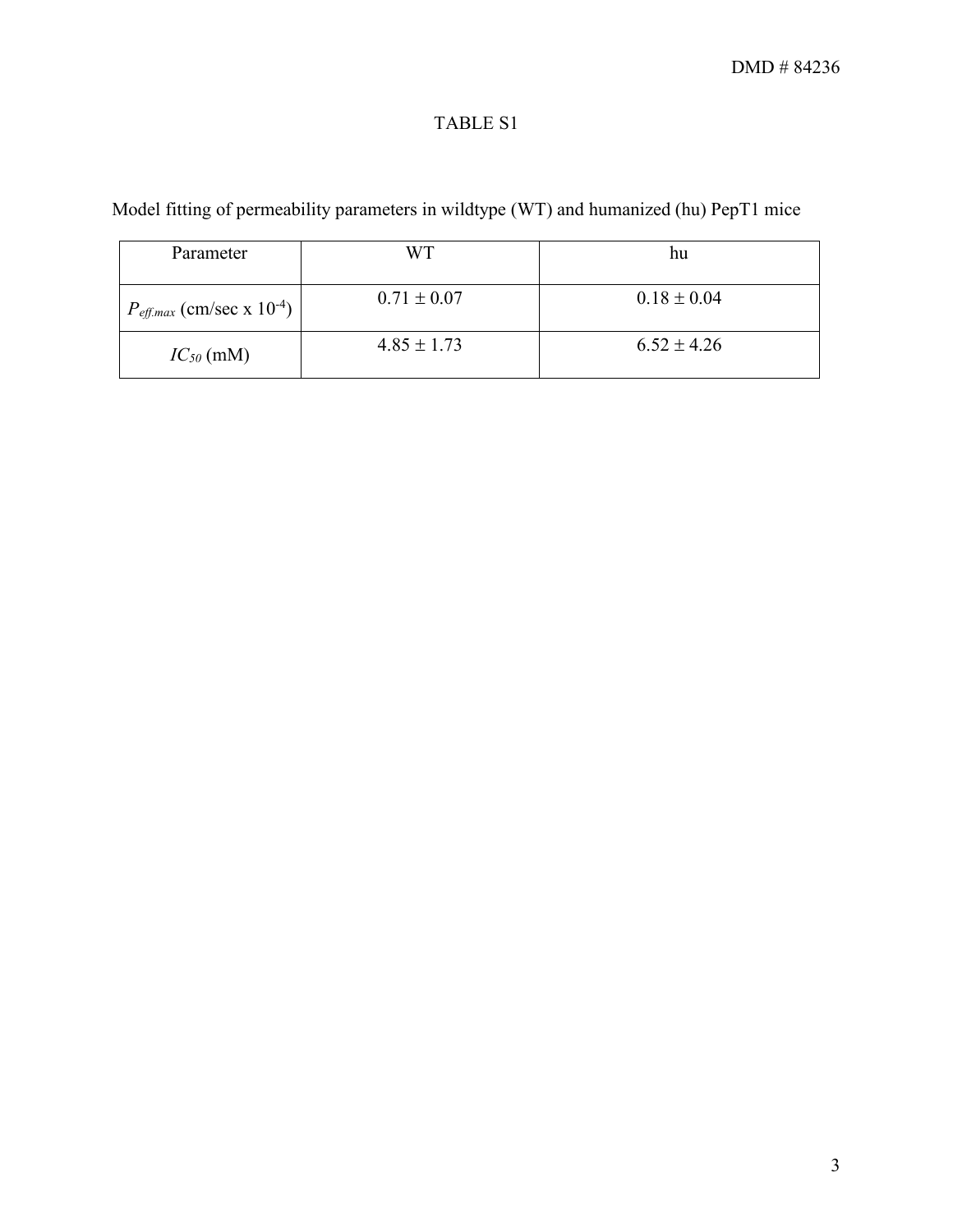# TABLE S1

Model fitting of permeability parameters in wildtype (WT) and humanized (hu) PepT1 mice

| Parameter | WT | hu |
|---|---|---|
| $P_{eff.max}$ (cm/sec x $10^{-4}$) | 0.71 ± 0.07 | 0.18 ± 0.04 |
| $IC_{50}$ (mM) | 4.85 ± 1.73 | 6.52 ± 4.26 |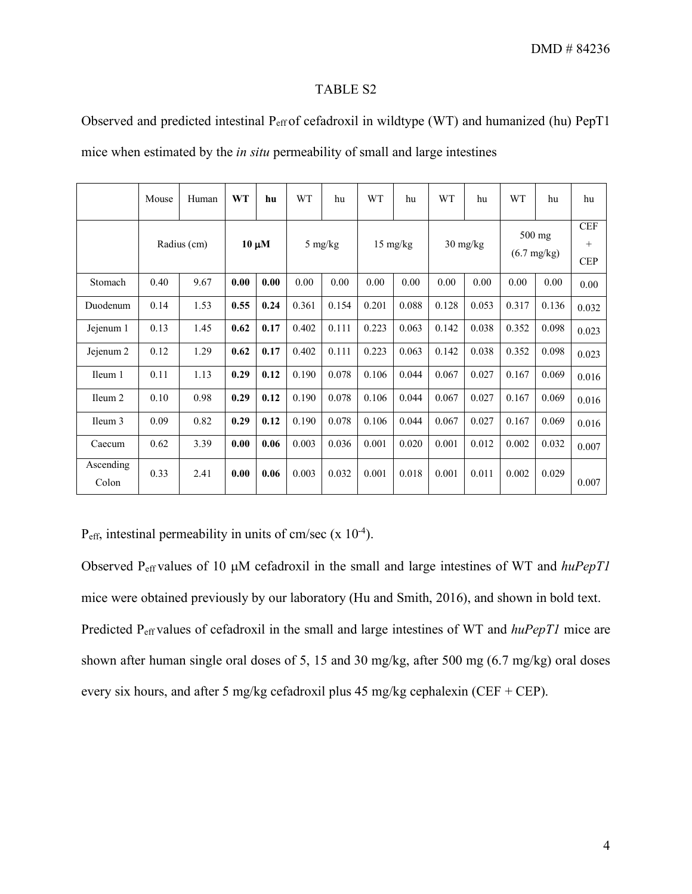# TABLE S2

Observed and predicted intestinal $P_{eff}$ of cefadroxil in wildtype (WT) and humanized (hu) PepT1 mice when estimated by the *in situ* permeability of small and large intestines

| | Mouse | Human | **WT** | **hu** | WT | hu | WT | hu | WT | hu | WT | hu | hu |
|---|---|---|---|---|---|---|---|---|---|---|---|---|---|
| | Radius (cm) | | **10 μM** | | 5 mg/kg | | 15 mg/kg | | 30 mg/kg | | 500 mg (6.7 mg/kg) | | CEF + CEP |
| Stomach | 0.40 | 9.67 | **0.00** | **0.00** | 0.00 | 0.00 | 0.00 | 0.00 | 0.00 | 0.00 | 0.00 | 0.00 | 0.00 |
| Duodenum | 0.14 | 1.53 | **0.55** | **0.24** | 0.361 | 0.154 | 0.201 | 0.088 | 0.128 | 0.053 | 0.317 | 0.136 | 0.032 |
| Jejenum 1 | 0.13 | 1.45 | **0.62** | **0.17** | 0.402 | 0.111 | 0.223 | 0.063 | 0.142 | 0.038 | 0.352 | 0.098 | 0.023 |
| Jejenum 2 | 0.12 | 1.29 | **0.62** | **0.17** | 0.402 | 0.111 | 0.223 | 0.063 | 0.142 | 0.038 | 0.352 | 0.098 | 0.023 |
| Ileum 1 | 0.11 | 1.13 | **0.29** | **0.12** | 0.190 | 0.078 | 0.106 | 0.044 | 0.067 | 0.027 | 0.167 | 0.069 | 0.016 |
| Ileum 2 | 0.10 | 0.98 | **0.29** | **0.12** | 0.190 | 0.078 | 0.106 | 0.044 | 0.067 | 0.027 | 0.167 | 0.069 | 0.016 |
| Ileum 3 | 0.09 | 0.82 | **0.29** | **0.12** | 0.190 | 0.078 | 0.106 | 0.044 | 0.067 | 0.027 | 0.167 | 0.069 | 0.016 |
| Caecum | 0.62 | 3.39 | **0.00** | **0.06** | 0.003 | 0.036 | 0.001 | 0.020 | 0.001 | 0.012 | 0.002 | 0.032 | 0.007 |
| Ascending Colon | 0.33 | 2.41 | **0.00** | **0.06** | 0.003 | 0.032 | 0.001 | 0.018 | 0.001 | 0.011 | 0.002 | 0.029 | 0.007 |

$P_{eff}$, intestinal permeability in units of cm/sec (x $10^{-4}$).

Observed $P_{eff}$ values of 10 μM cefadroxil in the small and large intestines of WT and *huPepT1* mice were obtained previously by our laboratory (Hu and Smith, 2016), and shown in bold text. Predicted $P_{eff}$ values of cefadroxil in the small and large intestines of WT and *huPepT1* mice are shown after human single oral doses of 5, 15 and 30 mg/kg, after 500 mg (6.7 mg/kg) oral doses every six hours, and after 5 mg/kg cefadroxil plus 45 mg/kg cephalexin (CEF + CEP).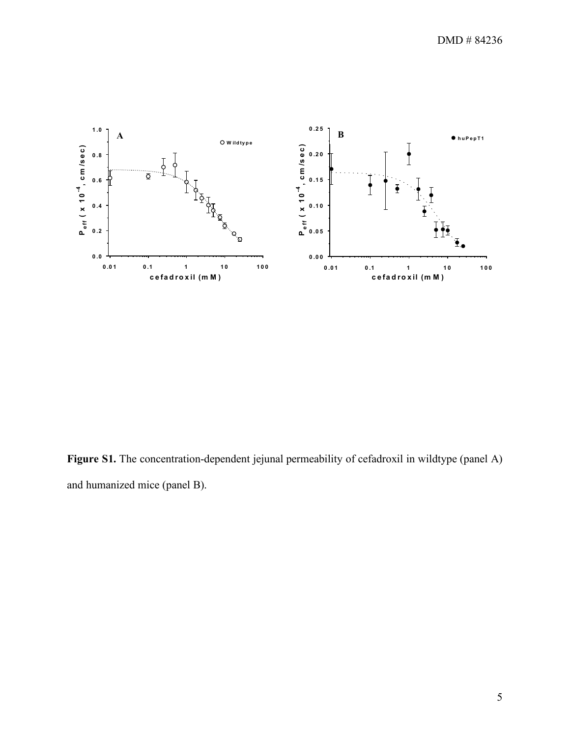A

Wildtype

$P_{eff}$ ( x $10^{-4}$ , cm/sec)

1.0

0.8

0.6

0.4

0.2

0.0

0.01

0.1

1

10

100

cefadroxil (mM)

B

huPepT1

$P_{eff}$ ( x $10^{-4}$ , cm/sec)

0.25

0.20

0.15

0.10

0.05

0.00

0.01

0.1

1

10

100

cefadroxil (mM)

**Figure S1.** The concentration-dependent jejunal permeability of cefadroxil in wildtype (panel A) and humanized mice (panel B).